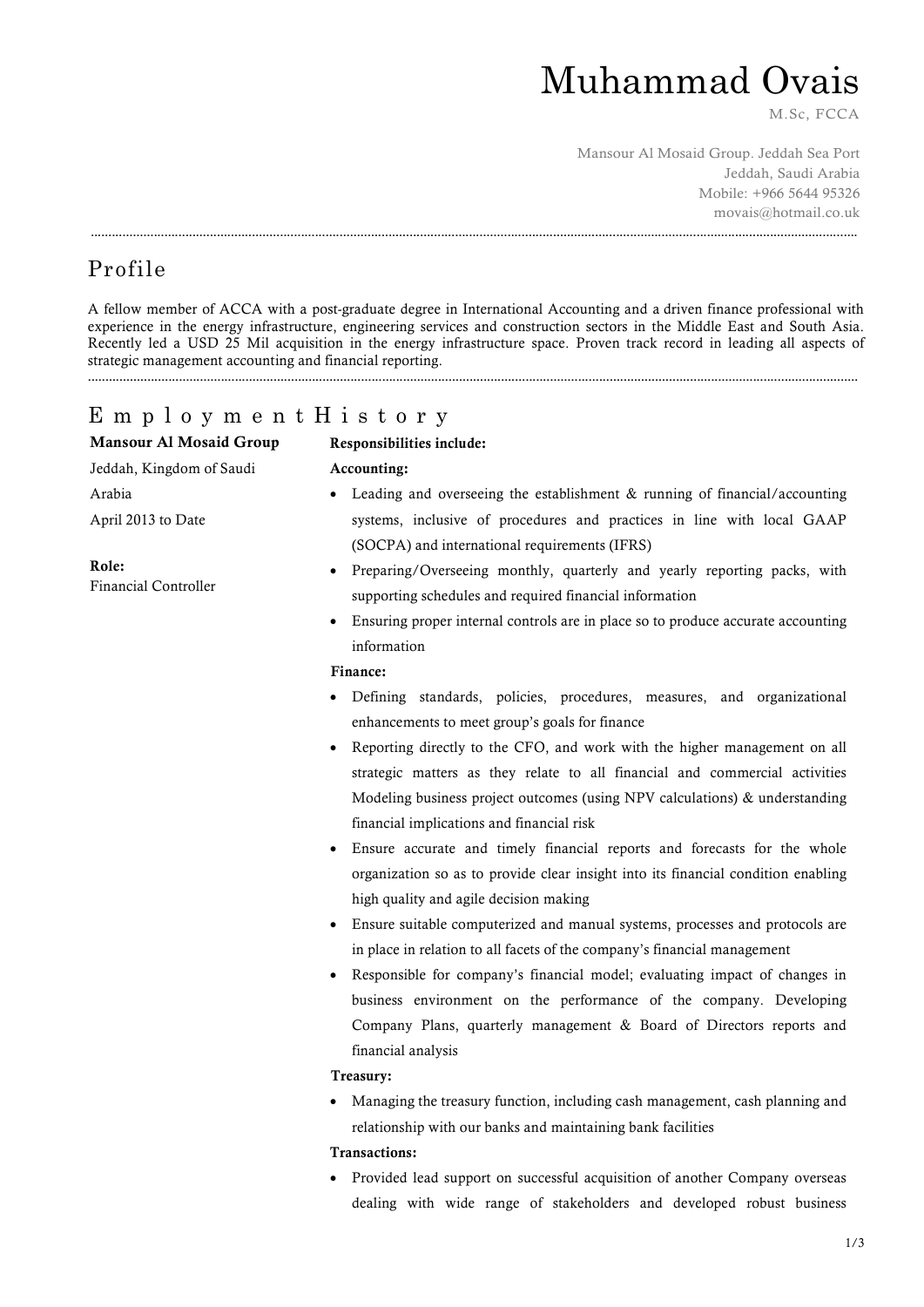# Muhammad Ovais

M.Sc, FCCA

Mansour Al Mosaid Group. Jeddah Sea Port
Jeddah, Saudi Arabia
Mobile: +966 5644 95326
movais@hotmail.co.uk

## Profile

A fellow member of ACCA with a post-graduate degree in International Accounting and a driven finance professional with experience in the energy infrastructure, engineering services and construction sectors in the Middle East and South Asia. Recently led a USD 25 Mil acquisition in the energy infrastructure space. Proven track record in leading all aspects of strategic management accounting and financial reporting.

## Employment History

**Mansour Al Mosaid Group**
Jeddah, Kingdom of Saudi Arabia
April 2013 to Date

**Role:**
Financial Controller

**Responsibilities include:**

**Accounting:**

- Leading and overseeing the establishment & running of financial/accounting systems, inclusive of procedures and practices in line with local GAAP (SOCPA) and international requirements (IFRS)
- Preparing/Overseeing monthly, quarterly and yearly reporting packs, with supporting schedules and required financial information
- Ensuring proper internal controls are in place so to produce accurate accounting information

**Finance:**

- Defining standards, policies, procedures, measures, and organizational enhancements to meet group's goals for finance
- Reporting directly to the CFO, and work with the higher management on all strategic matters as they relate to all financial and commercial activities Modeling business project outcomes (using NPV calculations) & understanding financial implications and financial risk
- Ensure accurate and timely financial reports and forecasts for the whole organization so as to provide clear insight into its financial condition enabling high quality and agile decision making
- Ensure suitable computerized and manual systems, processes and protocols are in place in relation to all facets of the company's financial management
- Responsible for company's financial model; evaluating impact of changes in business environment on the performance of the company. Developing Company Plans, quarterly management & Board of Directors reports and financial analysis

**Treasury:**

- Managing the treasury function, including cash management, cash planning and relationship with our banks and maintaining bank facilities

**Transactions:**

- Provided lead support on successful acquisition of another Company overseas dealing with wide range of stakeholders and developed robust business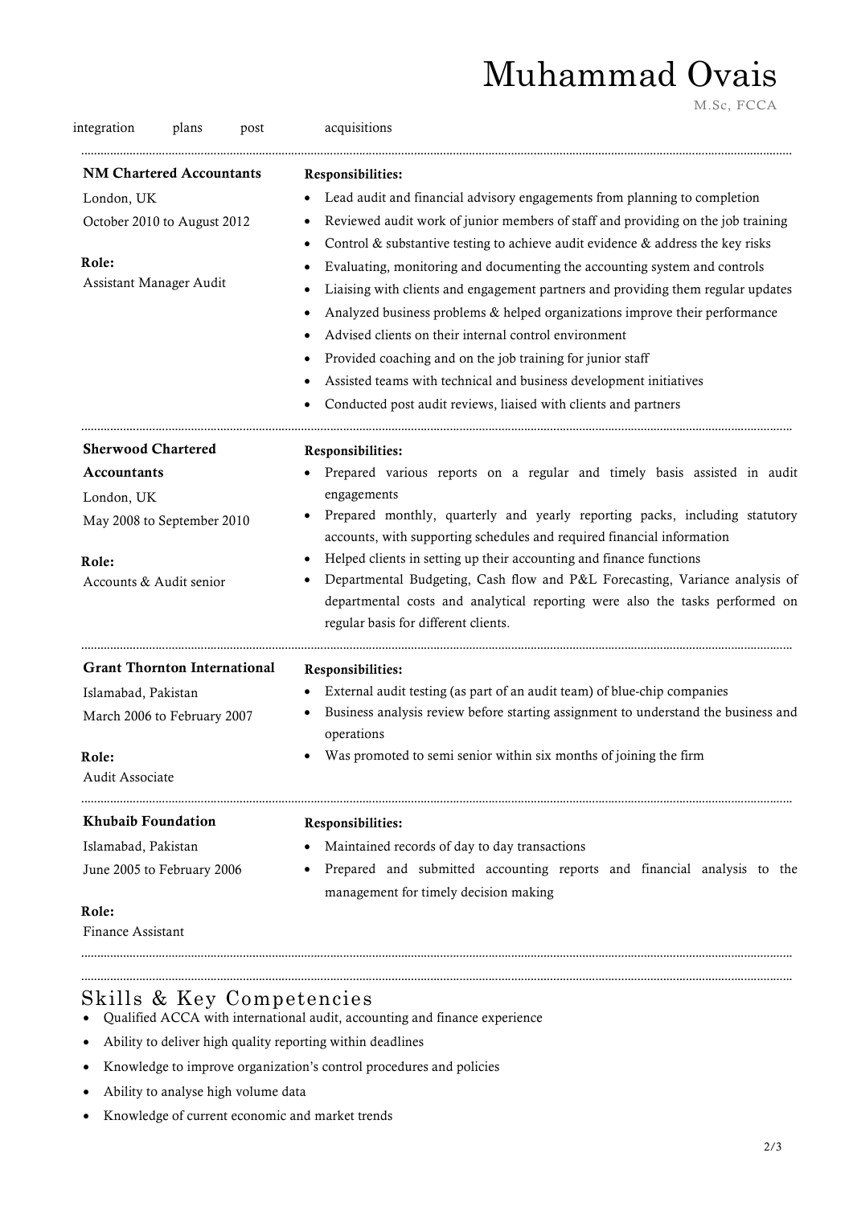integration plans post acquisitions

---

**NM Chartered Accountants**
London, UK
October 2010 to August 2012

**Role:**
Assistant Manager Audit

**Responsibilities:**

- Lead audit and financial advisory engagements from planning to completion
- Reviewed audit work of junior members of staff and providing on the job training
- Control & substantive testing to achieve audit evidence & address the key risks
- Evaluating, monitoring and documenting the accounting system and controls
- Liaising with clients and engagement partners and providing them regular updates
- Analyzed business problems & helped organizations improve their performance
- Advised clients on their internal control environment
- Provided coaching and on the job training for junior staff
- Assisted teams with technical and business development initiatives
- Conducted post audit reviews, liaised with clients and partners

---

**Sherwood Chartered Accountants**
London, UK
May 2008 to September 2010

**Role:**
Accounts & Audit senior

**Responsibilities:**

- Prepared various reports on a regular and timely basis assisted in audit engagements
- Prepared monthly, quarterly and yearly reporting packs, including statutory accounts, with supporting schedules and required financial information
- Helped clients in setting up their accounting and finance functions
- Departmental Budgeting, Cash flow and P&L Forecasting, Variance analysis of departmental costs and analytical reporting were also the tasks performed on regular basis for different clients.

---

**Grant Thornton International**
Islamabad, Pakistan
March 2006 to February 2007

**Role:**
Audit Associate

**Responsibilities:**

- External audit testing (as part of an audit team) of blue-chip companies
- Business analysis review before starting assignment to understand the business and operations
- Was promoted to semi senior within six months of joining the firm

---

**Khubaib Foundation**
Islamabad, Pakistan
June 2005 to February 2006

**Role:**
Finance Assistant

**Responsibilities:**

- Maintained records of day to day transactions
- Prepared and submitted accounting reports and financial analysis to the management for timely decision making

---

## Skills & Key Competencies

- Qualified ACCA with international audit, accounting and finance experience
- Ability to deliver high quality reporting within deadlines
- Knowledge to improve organization's control procedures and policies
- Ability to analyse high volume data
- Knowledge of current economic and market trends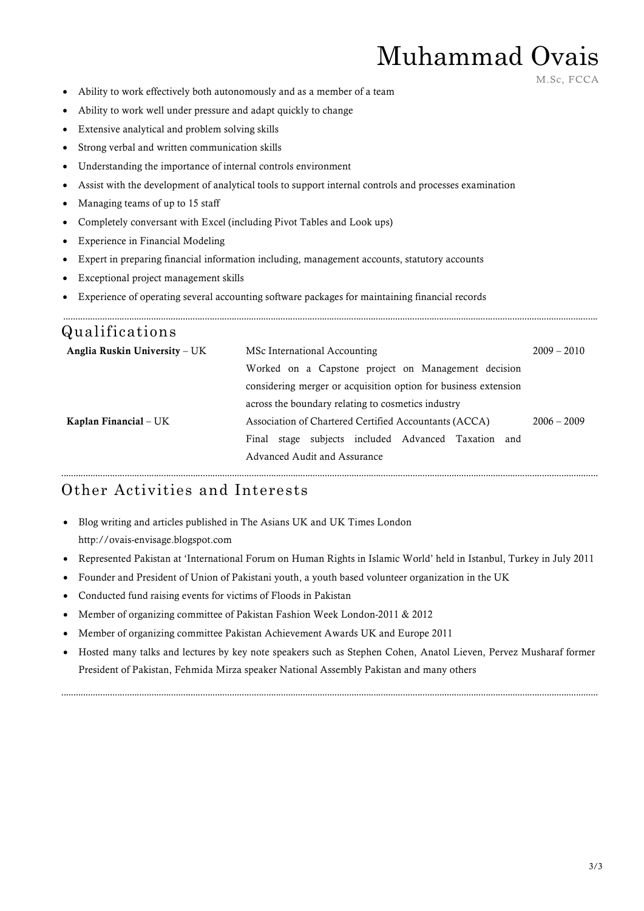# Muhammad Ovais

M.Sc, FCCA

- Ability to work effectively both autonomously and as a member of a team
- Ability to work well under pressure and adapt quickly to change
- Extensive analytical and problem solving skills
- Strong verbal and written communication skills
- Understanding the importance of internal controls environment
- Assist with the development of analytical tools to support internal controls and processes examination
- Managing teams of up to 15 staff
- Completely conversant with Excel (including Pivot Tables and Look ups)
- Experience in Financial Modeling
- Expert in preparing financial information including, management accounts, statutory accounts
- Exceptional project management skills
- Experience of operating several accounting software packages for maintaining financial records

## Qualifications

| | | |
|---|---|---|
| **Anglia Ruskin University** – UK | MSc International Accounting<br>Worked on a Capstone project on Management decision considering merger or acquisition option for business extension across the boundary relating to cosmetics industry | 2009 – 2010 |
| **Kaplan Financial** – UK | Association of Chartered Certified Accountants (ACCA)<br>Final stage subjects included Advanced Taxation and Advanced Audit and Assurance | 2006 – 2009 |

## Other Activities and Interests

- Blog writing and articles published in The Asians UK and UK Times London
  http://ovais-envisage.blogspot.com
- Represented Pakistan at 'International Forum on Human Rights in Islamic World' held in Istanbul, Turkey in July 2011
- Founder and President of Union of Pakistani youth, a youth based volunteer organization in the UK
- Conducted fund raising events for victims of Floods in Pakistan
- Member of organizing committee of Pakistan Fashion Week London-2011 & 2012
- Member of organizing committee Pakistan Achievement Awards UK and Europe 2011
- Hosted many talks and lectures by key note speakers such as Stephen Cohen, Anatol Lieven, Pervez Musharaf former President of Pakistan, Fehmida Mirza speaker National Assembly Pakistan and many others